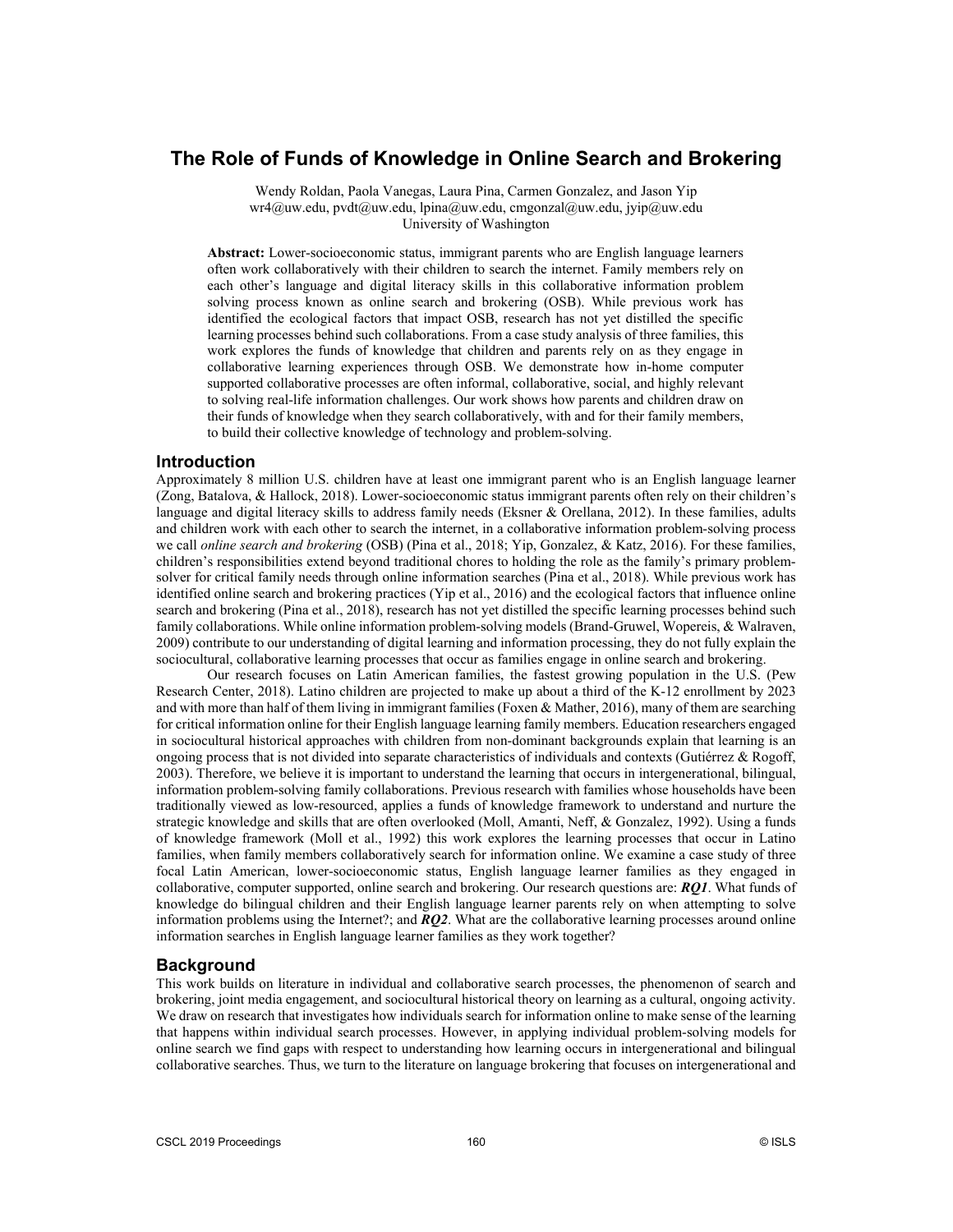# The Role of Funds of Knowledge in Online Search and Brokering

Wendy Roldan, Paola Vanegas, Laura Pina, Carmen Gonzalez, and Jason Yip
wr4@uw.edu, pvdt@uw.edu, lpina@uw.edu, cmgonzal@uw.edu, jyip@uw.edu
University of Washington

**Abstract:** Lower-socioeconomic status, immigrant parents who are English language learners often work collaboratively with their children to search the internet. Family members rely on each other's language and digital literacy skills in this collaborative information problem solving process known as online search and brokering (OSB). While previous work has identified the ecological factors that impact OSB, research has not yet distilled the specific learning processes behind such collaborations. From a case study analysis of three families, this work explores the funds of knowledge that children and parents rely on as they engage in collaborative learning experiences through OSB. We demonstrate how in-home computer supported collaborative processes are often informal, collaborative, social, and highly relevant to solving real-life information challenges. Our work shows how parents and children draw on their funds of knowledge when they search collaboratively, with and for their family members, to build their collective knowledge of technology and problem-solving.

## Introduction

Approximately 8 million U.S. children have at least one immigrant parent who is an English language learner (Zong, Batalova, & Hallock, 2018). Lower-socioeconomic status immigrant parents often rely on their children's language and digital literacy skills to address family needs (Eksner & Orellana, 2012). In these families, adults and children work with each other to search the internet, in a collaborative information problem-solving process we call *online search and brokering* (OSB) (Pina et al., 2018; Yip, Gonzalez, & Katz, 2016). For these families, children's responsibilities extend beyond traditional chores to holding the role as the family's primary problem-solver for critical family needs through online information searches (Pina et al., 2018). While previous work has identified online search and brokering practices (Yip et al., 2016) and the ecological factors that influence online search and brokering (Pina et al., 2018), research has not yet distilled the specific learning processes behind such family collaborations. While online information problem-solving models (Brand-Gruwel, Wopereis, & Walraven, 2009) contribute to our understanding of digital learning and information processing, they do not fully explain the sociocultural, collaborative learning processes that occur as families engage in online search and brokering.

Our research focuses on Latin American families, the fastest growing population in the U.S. (Pew Research Center, 2018). Latino children are projected to make up about a third of the K-12 enrollment by 2023 and with more than half of them living in immigrant families (Foxen & Mather, 2016), many of them are searching for critical information online for their English language learning family members. Education researchers engaged in sociocultural historical approaches with children from non-dominant backgrounds explain that learning is an ongoing process that is not divided into separate characteristics of individuals and contexts (Gutiérrez & Rogoff, 2003). Therefore, we believe it is important to understand the learning that occurs in intergenerational, bilingual, information problem-solving family collaborations. Previous research with families whose households have been traditionally viewed as low-resourced, applies a funds of knowledge framework to understand and nurture the strategic knowledge and skills that are often overlooked (Moll, Amanti, Neff, & Gonzalez, 1992). Using a funds of knowledge framework (Moll et al., 1992) this work explores the learning processes that occur in Latino families, when family members collaboratively search for information online. We examine a case study of three focal Latin American, lower-socioeconomic status, English language learner families as they engaged in collaborative, computer supported, online search and brokering. Our research questions are: ***RQ1***. What funds of knowledge do bilingual children and their English language learner parents rely on when attempting to solve information problems using the Internet?; and ***RQ2***. What are the collaborative learning processes around online information searches in English language learner families as they work together?

## Background

This work builds on literature in individual and collaborative search processes, the phenomenon of search and brokering, joint media engagement, and sociocultural historical theory on learning as a cultural, ongoing activity. We draw on research that investigates how individuals search for information online to make sense of the learning that happens within individual search processes. However, in applying individual problem-solving models for online search we find gaps with respect to understanding how learning occurs in intergenerational and bilingual collaborative searches. Thus, we turn to the literature on language brokering that focuses on intergenerational and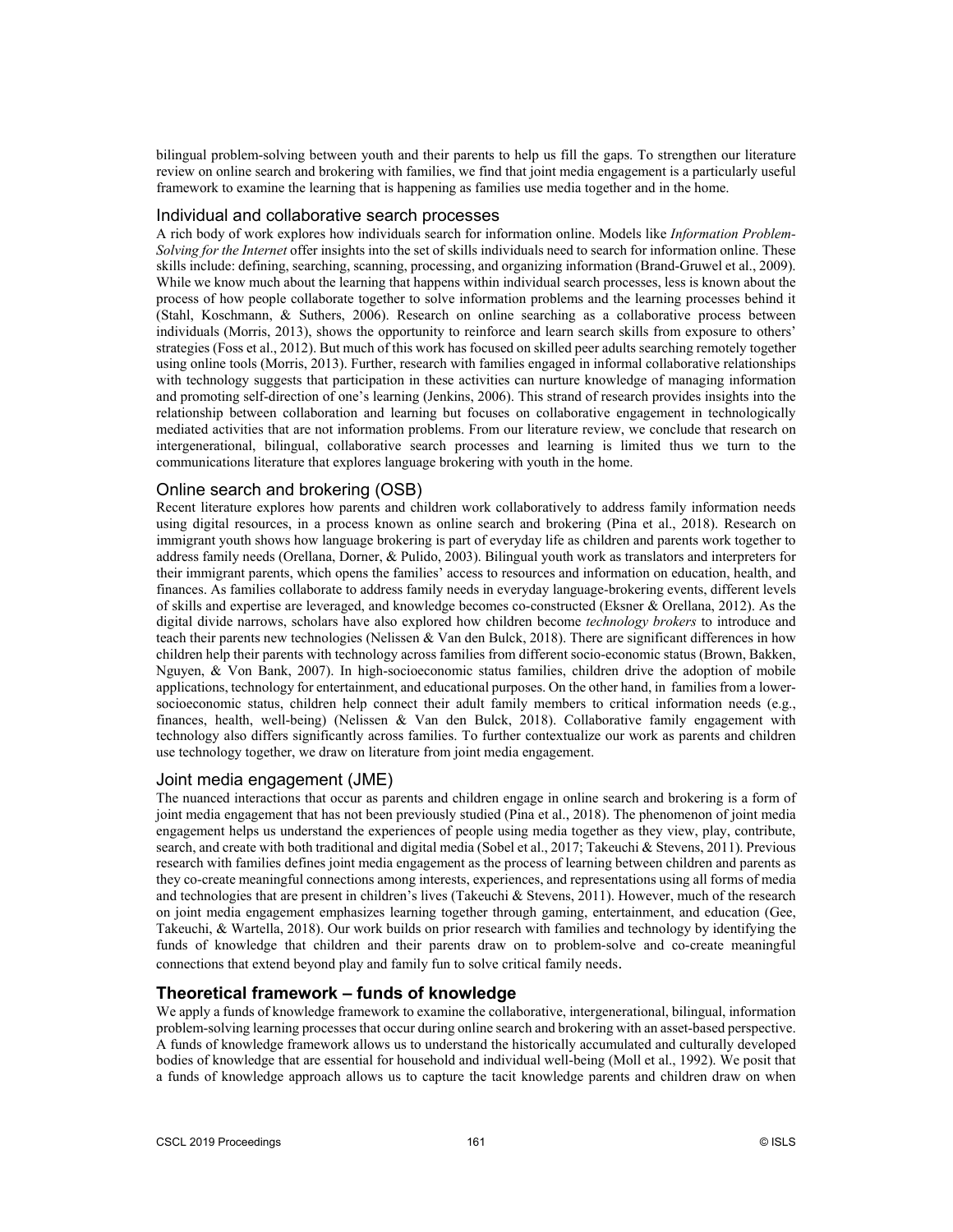bilingual problem-solving between youth and their parents to help us fill the gaps. To strengthen our literature review on online search and brokering with families, we find that joint media engagement is a particularly useful framework to examine the learning that is happening as families use media together and in the home.

### Individual and collaborative search processes

A rich body of work explores how individuals search for information online. Models like *Information Problem-Solving for the Internet* offer insights into the set of skills individuals need to search for information online. These skills include: defining, searching, scanning, processing, and organizing information (Brand-Gruwel et al., 2009). While we know much about the learning that happens within individual search processes, less is known about the process of how people collaborate together to solve information problems and the learning processes behind it (Stahl, Koschmann, & Suthers, 2006). Research on online searching as a collaborative process between individuals (Morris, 2013), shows the opportunity to reinforce and learn search skills from exposure to others' strategies (Foss et al., 2012). But much of this work has focused on skilled peer adults searching remotely together using online tools (Morris, 2013). Further, research with families engaged in informal collaborative relationships with technology suggests that participation in these activities can nurture knowledge of managing information and promoting self-direction of one's learning (Jenkins, 2006). This strand of research provides insights into the relationship between collaboration and learning but focuses on collaborative engagement in technologically mediated activities that are not information problems. From our literature review, we conclude that research on intergenerational, bilingual, collaborative search processes and learning is limited thus we turn to the communications literature that explores language brokering with youth in the home.

### Online search and brokering (OSB)

Recent literature explores how parents and children work collaboratively to address family information needs using digital resources, in a process known as online search and brokering (Pina et al., 2018). Research on immigrant youth shows how language brokering is part of everyday life as children and parents work together to address family needs (Orellana, Dorner, & Pulido, 2003). Bilingual youth work as translators and interpreters for their immigrant parents, which opens the families' access to resources and information on education, health, and finances. As families collaborate to address family needs in everyday language-brokering events, different levels of skills and expertise are leveraged, and knowledge becomes co-constructed (Eksner & Orellana, 2012). As the digital divide narrows, scholars have also explored how children become *technology brokers* to introduce and teach their parents new technologies (Nelissen & Van den Bulck, 2018). There are significant differences in how children help their parents with technology across families from different socio-economic status (Brown, Bakken, Nguyen, & Von Bank, 2007). In high-socioeconomic status families, children drive the adoption of mobile applications, technology for entertainment, and educational purposes. On the other hand, in families from a lower-socioeconomic status, children help connect their adult family members to critical information needs (e.g., finances, health, well-being) (Nelissen & Van den Bulck, 2018). Collaborative family engagement with technology also differs significantly across families. To further contextualize our work as parents and children use technology together, we draw on literature from joint media engagement.

### Joint media engagement (JME)

The nuanced interactions that occur as parents and children engage in online search and brokering is a form of joint media engagement that has not been previously studied (Pina et al., 2018). The phenomenon of joint media engagement helps us understand the experiences of people using media together as they view, play, contribute, search, and create with both traditional and digital media (Sobel et al., 2017; Takeuchi & Stevens, 2011). Previous research with families defines joint media engagement as the process of learning between children and parents as they co-create meaningful connections among interests, experiences, and representations using all forms of media and technologies that are present in children's lives (Takeuchi & Stevens, 2011). However, much of the research on joint media engagement emphasizes learning together through gaming, entertainment, and education (Gee, Takeuchi, & Wartella, 2018). Our work builds on prior research with families and technology by identifying the funds of knowledge that children and their parents draw on to problem-solve and co-create meaningful connections that extend beyond play and family fun to solve critical family needs.

## Theoretical framework – funds of knowledge

We apply a funds of knowledge framework to examine the collaborative, intergenerational, bilingual, information problem-solving learning processes that occur during online search and brokering with an asset-based perspective. A funds of knowledge framework allows us to understand the historically accumulated and culturally developed bodies of knowledge that are essential for household and individual well-being (Moll et al., 1992). We posit that a funds of knowledge approach allows us to capture the tacit knowledge parents and children draw on when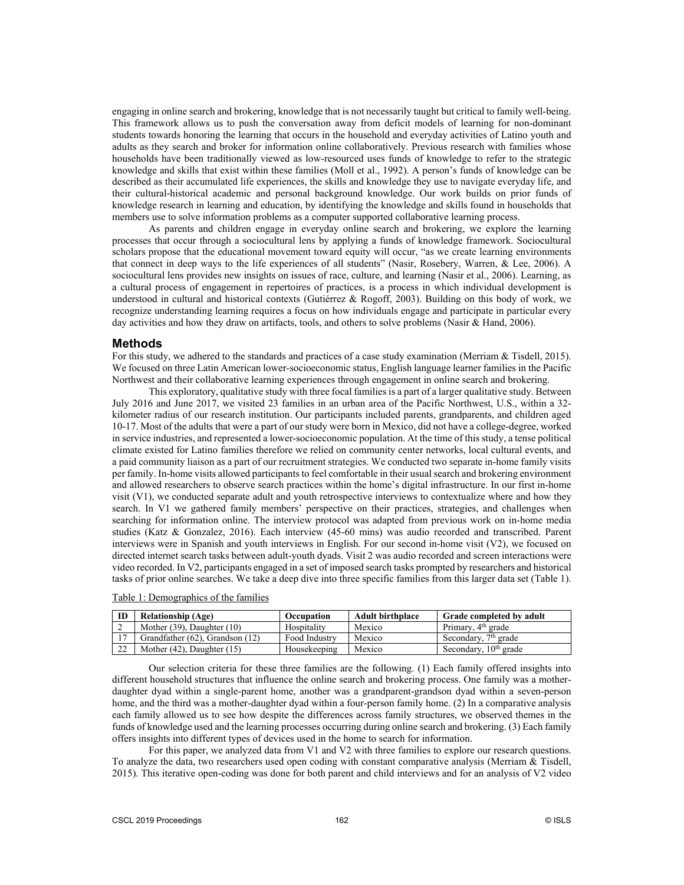engaging in online search and brokering, knowledge that is not necessarily taught but critical to family well-being. This framework allows us to push the conversation away from deficit models of learning for non-dominant students towards honoring the learning that occurs in the household and everyday activities of Latino youth and adults as they search and broker for information online collaboratively. Previous research with families whose households have been traditionally viewed as low-resourced uses funds of knowledge to refer to the strategic knowledge and skills that exist within these families (Moll et al., 1992). A person's funds of knowledge can be described as their accumulated life experiences, the skills and knowledge they use to navigate everyday life, and their cultural-historical academic and personal background knowledge. Our work builds on prior funds of knowledge research in learning and education, by identifying the knowledge and skills found in households that members use to solve information problems as a computer supported collaborative learning process.

As parents and children engage in everyday online search and brokering, we explore the learning processes that occur through a sociocultural lens by applying a funds of knowledge framework. Sociocultural scholars propose that the educational movement toward equity will occur, "as we create learning environments that connect in deep ways to the life experiences of all students" (Nasir, Rosebery, Warren, & Lee, 2006). A sociocultural lens provides new insights on issues of race, culture, and learning (Nasir et al., 2006). Learning, as a cultural process of engagement in repertoires of practices, is a process in which individual development is understood in cultural and historical contexts (Gutiérrez & Rogoff, 2003). Building on this body of work, we recognize understanding learning requires a focus on how individuals engage and participate in particular every day activities and how they draw on artifacts, tools, and others to solve problems (Nasir & Hand, 2006).

## Methods

For this study, we adhered to the standards and practices of a case study examination (Merriam & Tisdell, 2015). We focused on three Latin American lower-socioeconomic status, English language learner families in the Pacific Northwest and their collaborative learning experiences through engagement in online search and brokering.

This exploratory, qualitative study with three focal families is a part of a larger qualitative study. Between July 2016 and June 2017, we visited 23 families in an urban area of the Pacific Northwest, U.S., within a 32-kilometer radius of our research institution. Our participants included parents, grandparents, and children aged 10-17. Most of the adults that were a part of our study were born in Mexico, did not have a college-degree, worked in service industries, and represented a lower-socioeconomic population. At the time of this study, a tense political climate existed for Latino families therefore we relied on community center networks, local cultural events, and a paid community liaison as a part of our recruitment strategies. We conducted two separate in-home family visits per family. In-home visits allowed participants to feel comfortable in their usual search and brokering environment and allowed researchers to observe search practices within the home's digital infrastructure. In our first in-home visit (V1), we conducted separate adult and youth retrospective interviews to contextualize where and how they search. In V1 we gathered family members' perspective on their practices, strategies, and challenges when searching for information online. The interview protocol was adapted from previous work on in-home media studies (Katz & Gonzalez, 2016). Each interview (45-60 mins) was audio recorded and transcribed. Parent interviews were in Spanish and youth interviews in English. For our second in-home visit (V2), we focused on directed internet search tasks between adult-youth dyads. Visit 2 was audio recorded and screen interactions were video recorded. In V2, participants engaged in a set of imposed search tasks prompted by researchers and historical tasks of prior online searches. We take a deep dive into three specific families from this larger data set (Table 1).

Table 1: Demographics of the families

| ID | Relationship (Age) | Occupation | Adult birthplace | Grade completed by adult |
|---|---|---|---|---|
| 2 | Mother (39), Daughter (10) | Hospitality | Mexico | Primary, 4th grade |
| 17 | Grandfather (62), Grandson (12) | Food Industry | Mexico | Secondary, 7th grade |
| 22 | Mother (42), Daughter (15) | Housekeeping | Mexico | Secondary, 10th grade |

Our selection criteria for these three families are the following. (1) Each family offered insights into different household structures that influence the online search and brokering process. One family was a mother-daughter dyad within a single-parent home, another was a grandparent-grandson dyad within a seven-person home, and the third was a mother-daughter dyad within a four-person family home. (2) In a comparative analysis each family allowed us to see how despite the differences across family structures, we observed themes in the funds of knowledge used and the learning processes occurring during online search and brokering. (3) Each family offers insights into different types of devices used in the home to search for information.

For this paper, we analyzed data from V1 and V2 with three families to explore our research questions. To analyze the data, two researchers used open coding with constant comparative analysis (Merriam & Tisdell, 2015). This iterative open-coding was done for both parent and child interviews and for an analysis of V2 video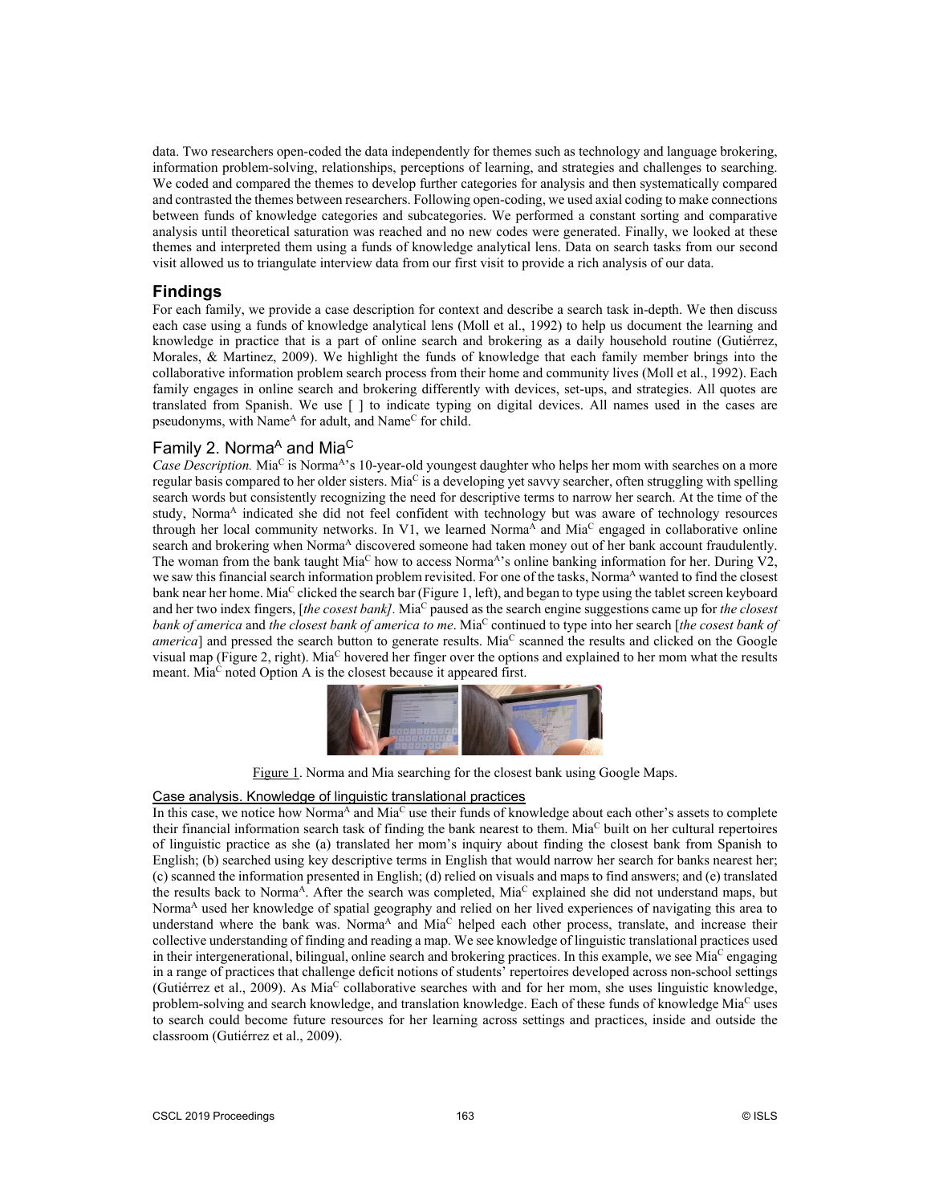data. Two researchers open-coded the data independently for themes such as technology and language brokering, information problem-solving, relationships, perceptions of learning, and strategies and challenges to searching. We coded and compared the themes to develop further categories for analysis and then systematically compared and contrasted the themes between researchers. Following open-coding, we used axial coding to make connections between funds of knowledge categories and subcategories. We performed a constant sorting and comparative analysis until theoretical saturation was reached and no new codes were generated. Finally, we looked at these themes and interpreted them using a funds of knowledge analytical lens. Data on search tasks from our second visit allowed us to triangulate interview data from our first visit to provide a rich analysis of our data.

## Findings

For each family, we provide a case description for context and describe a search task in-depth. We then discuss each case using a funds of knowledge analytical lens (Moll et al., 1992) to help us document the learning and knowledge in practice that is a part of online search and brokering as a daily household routine (Gutiérrez, Morales, & Martinez, 2009). We highlight the funds of knowledge that each family member brings into the collaborative information problem search process from their home and community lives (Moll et al., 1992). Each family engages in online search and brokering differently with devices, set-ups, and strategies. All quotes are translated from Spanish. We use [ ] to indicate typing on digital devices. All names used in the cases are pseudonyms, with Name[A] for adult, and Name[C] for child.

### Family 2. Norma[A] and Mia[C]

*Case Description.* Mia[C] is Norma[A]'s 10-year-old youngest daughter who helps her mom with searches on a more regular basis compared to her older sisters. Mia[C] is a developing yet savvy searcher, often struggling with spelling search words but consistently recognizing the need for descriptive terms to narrow her search. At the time of the study, Norma[A] indicated she did not feel confident with technology but was aware of technology resources through her local community networks. In V1, we learned Norma[A] and Mia[C] engaged in collaborative online search and brokering when Norma[A] discovered someone had taken money out of her bank account fraudulently. The woman from the bank taught Mia[C] how to access Norma[A]'s online banking information for her. During V2, we saw this financial search information problem revisited. For one of the tasks, Norma[A] wanted to find the closest bank near her home. Mia[C] clicked the search bar (Figure 1, left), and began to type using the tablet screen keyboard and her two index fingers, [*the cosest bank]*. Mia[C] paused as the search engine suggestions came up for *the closest bank of america* and *the closest bank of america to me*. Mia[C] continued to type into her search [*the cosest bank of america*] and pressed the search button to generate results. Mia[C] scanned the results and clicked on the Google visual map (Figure 2, right). Mia[C] hovered her finger over the options and explained to her mom what the results meant. Mia[C] noted Option A is the closest because it appeared first.

Figure 1. Norma and Mia searching for the closest bank using Google Maps.

#### Case analysis. Knowledge of linguistic translational practices

In this case, we notice how Norma[A] and Mia[C] use their funds of knowledge about each other's assets to complete their financial information search task of finding the bank nearest to them. Mia[C] built on her cultural repertoires of linguistic practice as she (a) translated her mom's inquiry about finding the closest bank from Spanish to English; (b) searched using key descriptive terms in English that would narrow her search for banks nearest her; (c) scanned the information presented in English; (d) relied on visuals and maps to find answers; and (e) translated the results back to Norma[A]. After the search was completed, Mia[C] explained she did not understand maps, but Norma[A] used her knowledge of spatial geography and relied on her lived experiences of navigating this area to understand where the bank was. Norma[A] and Mia[C] helped each other process, translate, and increase their collective understanding of finding and reading a map. We see knowledge of linguistic translational practices used in their intergenerational, bilingual, online search and brokering practices. In this example, we see Mia[C] engaging in a range of practices that challenge deficit notions of students' repertoires developed across non-school settings (Gutiérrez et al., 2009). As Mia[C] collaborative searches with and for her mom, she uses linguistic knowledge, problem-solving and search knowledge, and translation knowledge. Each of these funds of knowledge Mia[C] uses to search could become future resources for her learning across settings and practices, inside and outside the classroom (Gutiérrez et al., 2009).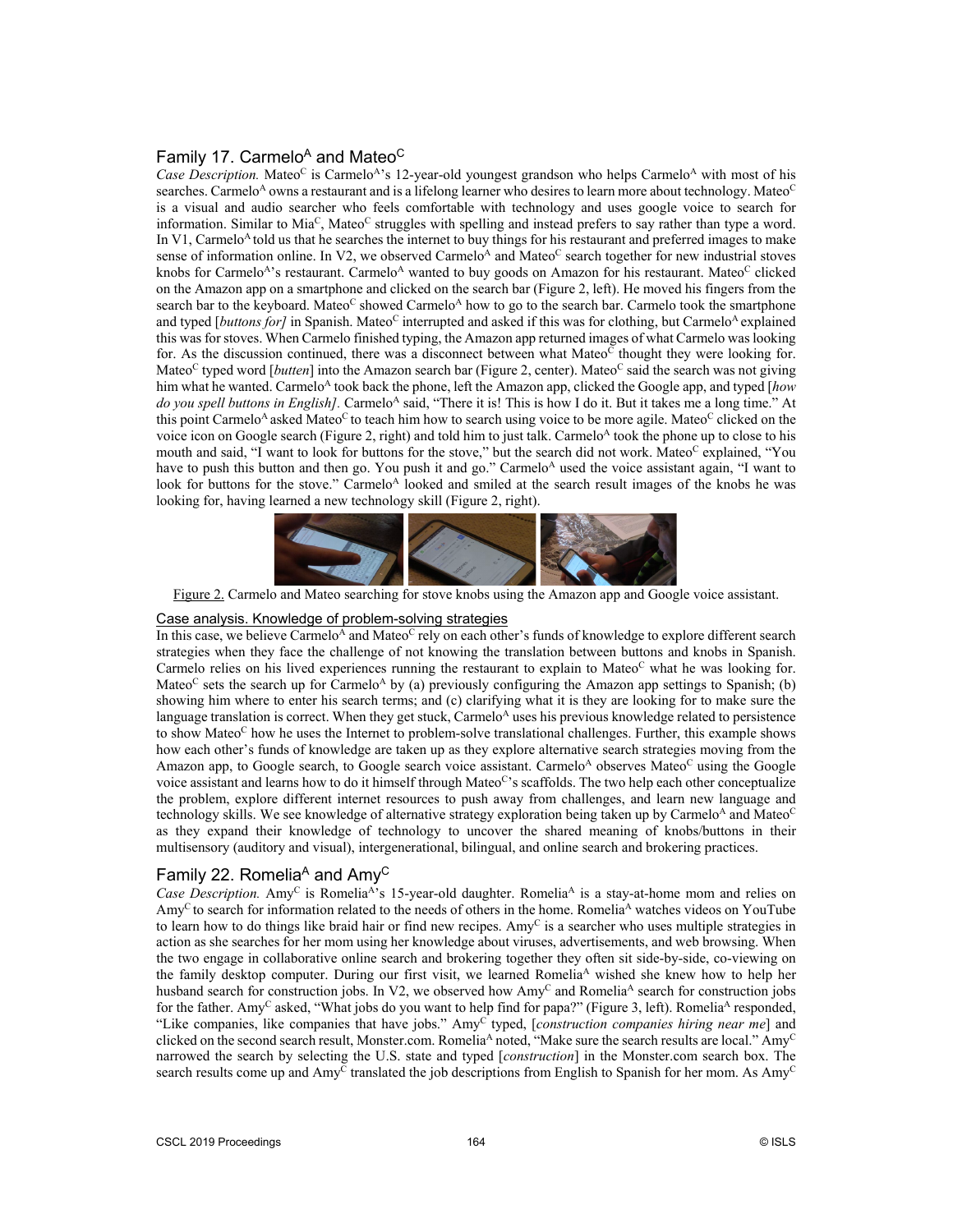## Family 17. Carmelo$^A$ and Mateo$^C$

*Case Description.* Mateo$^C$ is Carmelo$^A$'s 12-year-old youngest grandson who helps Carmelo$^A$ with most of his searches. Carmelo$^A$ owns a restaurant and is a lifelong learner who desires to learn more about technology. Mateo$^C$ is a visual and audio searcher who feels comfortable with technology and uses google voice to search for information. Similar to Mia$^C$, Mateo$^C$ struggles with spelling and instead prefers to say rather than type a word. In V1, Carmelo$^A$ told us that he searches the internet to buy things for his restaurant and preferred images to make sense of information online. In V2, we observed Carmelo$^A$ and Mateo$^C$ search together for new industrial stoves knobs for Carmelo$^A$'s restaurant. Carmelo$^A$ wanted to buy goods on Amazon for his restaurant. Mateo$^C$ clicked on the Amazon app on a smartphone and clicked on the search bar (Figure 2, left). He moved his fingers from the search bar to the keyboard. Mateo$^C$ showed Carmelo$^A$ how to go to the search bar. Carmelo took the smartphone and typed [*buttons for]* in Spanish. Mateo$^C$ interrupted and asked if this was for clothing, but Carmelo$^A$ explained this was for stoves. When Carmelo finished typing, the Amazon app returned images of what Carmelo was looking for. As the discussion continued, there was a disconnect between what Mateo$^C$ thought they were looking for. Mateo$^C$ typed word [*butten*] into the Amazon search bar (Figure 2, center). Mateo$^C$ said the search was not giving him what he wanted. Carmelo$^A$ took back the phone, left the Amazon app, clicked the Google app, and typed [*how do you spell buttons in English]*. Carmelo$^A$ said, "There it is! This is how I do it. But it takes me a long time." At this point Carmelo$^A$ asked Mateo$^C$ to teach him how to search using voice to be more agile. Mateo$^C$ clicked on the voice icon on Google search (Figure 2, right) and told him to just talk. Carmelo$^A$ took the phone up to close to his mouth and said, "I want to look for buttons for the stove," but the search did not work. Mateo$^C$ explained, "You have to push this button and then go. You push it and go." Carmelo$^A$ used the voice assistant again, "I want to look for buttons for the stove." Carmelo$^A$ looked and smiled at the search result images of the knobs he was looking for, having learned a new technology skill (Figure 2, right).

Figure 2. Carmelo and Mateo searching for stove knobs using the Amazon app and Google voice assistant.

### Case analysis. Knowledge of problem-solving strategies

In this case, we believe Carmelo$^A$ and Mateo$^C$ rely on each other's funds of knowledge to explore different search strategies when they face the challenge of not knowing the translation between buttons and knobs in Spanish. Carmelo relies on his lived experiences running the restaurant to explain to Mateo$^C$ what he was looking for. Mateo$^C$ sets the search up for Carmelo$^A$ by (a) previously configuring the Amazon app settings to Spanish; (b) showing him where to enter his search terms; and (c) clarifying what it is they are looking for to make sure the language translation is correct. When they get stuck, Carmelo$^A$ uses his previous knowledge related to persistence to show Mateo$^C$ how he uses the Internet to problem-solve translational challenges. Further, this example shows how each other's funds of knowledge are taken up as they explore alternative search strategies moving from the Amazon app, to Google search, to Google search voice assistant. Carmelo$^A$ observes Mateo$^C$ using the Google voice assistant and learns how to do it himself through Mateo$^C$'s scaffolds. The two help each other conceptualize the problem, explore different internet resources to push away from challenges, and learn new language and technology skills. We see knowledge of alternative strategy exploration being taken up by Carmelo$^A$ and Mateo$^C$ as they expand their knowledge of technology to uncover the shared meaning of knobs/buttons in their multisensory (auditory and visual), intergenerational, bilingual, and online search and brokering practices.

## Family 22. Romelia$^A$ and Amy$^C$

*Case Description.* Amy$^C$ is Romelia$^A$'s 15-year-old daughter. Romelia$^A$ is a stay-at-home mom and relies on Amy$^C$ to search for information related to the needs of others in the home. Romelia$^A$ watches videos on YouTube to learn how to do things like braid hair or find new recipes. Amy$^C$ is a searcher who uses multiple strategies in action as she searches for her mom using her knowledge about viruses, advertisements, and web browsing. When the two engage in collaborative online search and brokering together they often sit side-by-side, co-viewing on the family desktop computer. During our first visit, we learned Romelia$^A$ wished she knew how to help her husband search for construction jobs. In V2, we observed how Amy$^C$ and Romelia$^A$ search for construction jobs for the father. Amy$^C$ asked, "What jobs do you want to help find for papa?" (Figure 3, left). Romelia$^A$ responded, "Like companies, like companies that have jobs." Amy$^C$ typed, [*construction companies hiring near me*] and clicked on the second search result, Monster.com. Romelia$^A$ noted, "Make sure the search results are local." Amy$^C$ narrowed the search by selecting the U.S. state and typed [*construction*] in the Monster.com search box. The search results come up and Amy$^C$ translated the job descriptions from English to Spanish for her mom. As Amy$^C$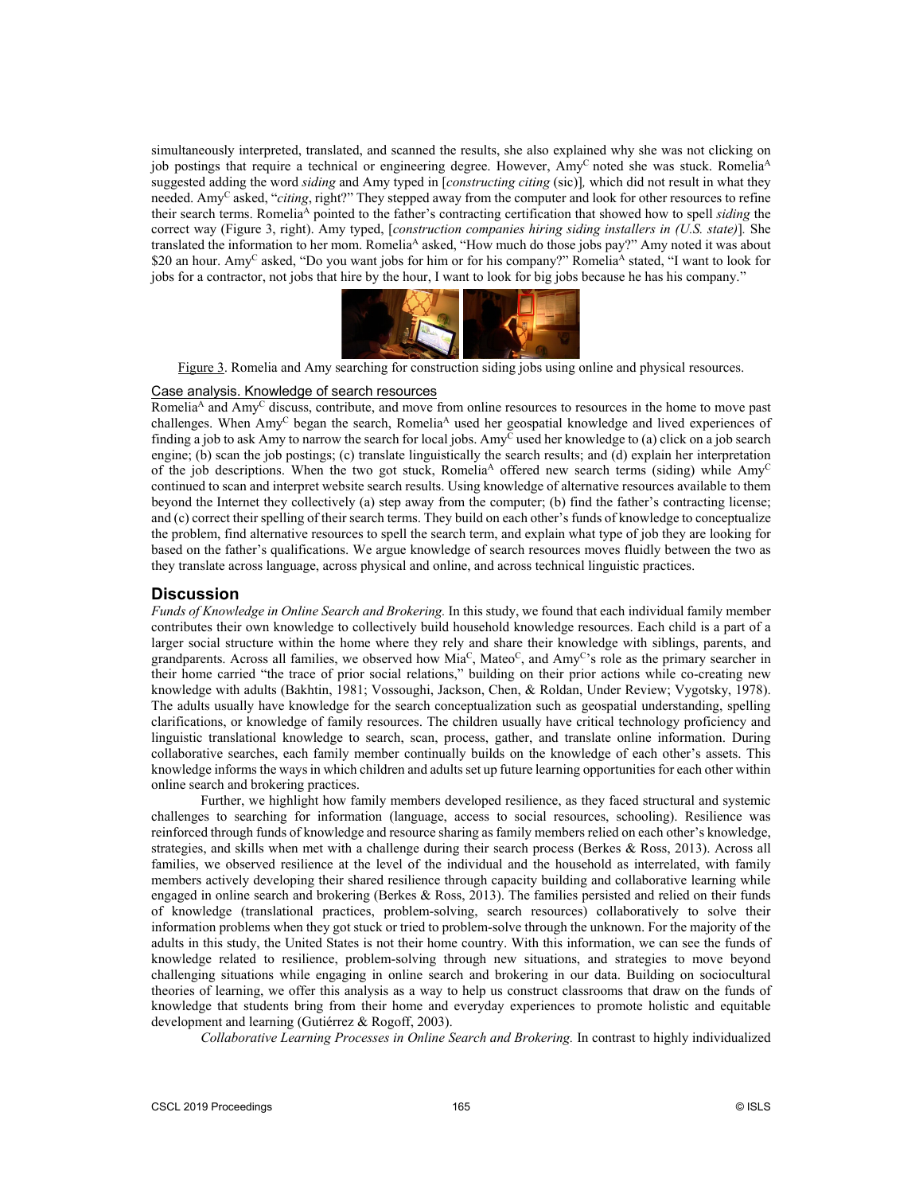simultaneously interpreted, translated, and scanned the results, she also explained why she was not clicking on job postings that require a technical or engineering degree. However, Amy[C] noted she was stuck. Romelia[A] suggested adding the word *siding* and Amy typed in [*constructing citing* (sic)]*,* which did not result in what they needed. Amy[C] asked, "*citing*, right?" They stepped away from the computer and look for other resources to refine their search terms. Romelia[A] pointed to the father's contracting certification that showed how to spell *siding* the correct way (Figure 3, right). Amy typed, [*construction companies hiring siding installers in (U.S. state)*]*.* She translated the information to her mom. Romelia[A] asked, "How much do those jobs pay?" Amy noted it was about $20 an hour. Amy[C] asked, "Do you want jobs for him or for his company?" Romelia[A] stated, "I want to look for jobs for a contractor, not jobs that hire by the hour, I want to look for big jobs because he has his company."

Figure 3. Romelia and Amy searching for construction siding jobs using online and physical resources.

### Case analysis. Knowledge of search resources

Romelia[A] and Amy[C] discuss, contribute, and move from online resources to resources in the home to move past challenges. When Amy[C] began the search, Romelia[A] used her geospatial knowledge and lived experiences of finding a job to ask Amy to narrow the search for local jobs. Amy[C] used her knowledge to (a) click on a job search engine; (b) scan the job postings; (c) translate linguistically the search results; and (d) explain her interpretation of the job descriptions. When the two got stuck, Romelia[A] offered new search terms (siding) while Amy[C] continued to scan and interpret website search results. Using knowledge of alternative resources available to them beyond the Internet they collectively (a) step away from the computer; (b) find the father's contracting license; and (c) correct their spelling of their search terms. They build on each other's funds of knowledge to conceptualize the problem, find alternative resources to spell the search term, and explain what type of job they are looking for based on the father's qualifications. We argue knowledge of search resources moves fluidly between the two as they translate across language, across physical and online, and across technical linguistic practices.

## Discussion

*Funds of Knowledge in Online Search and Brokering.* In this study, we found that each individual family member contributes their own knowledge to collectively build household knowledge resources. Each child is a part of a larger social structure within the home where they rely and share their knowledge with siblings, parents, and grandparents. Across all families, we observed how Mia[C], Mateo[C], and Amy[C]'s role as the primary searcher in their home carried "the trace of prior social relations," building on their prior actions while co-creating new knowledge with adults (Bakhtin, 1981; Vossoughi, Jackson, Chen, & Roldan, Under Review; Vygotsky, 1978). The adults usually have knowledge for the search conceptualization such as geospatial understanding, spelling clarifications, or knowledge of family resources. The children usually have critical technology proficiency and linguistic translational knowledge to search, scan, process, gather, and translate online information. During collaborative searches, each family member continually builds on the knowledge of each other's assets. This knowledge informs the ways in which children and adults set up future learning opportunities for each other within online search and brokering practices.

Further, we highlight how family members developed resilience, as they faced structural and systemic challenges to searching for information (language, access to social resources, schooling). Resilience was reinforced through funds of knowledge and resource sharing as family members relied on each other's knowledge, strategies, and skills when met with a challenge during their search process (Berkes & Ross, 2013). Across all families, we observed resilience at the level of the individual and the household as interrelated, with family members actively developing their shared resilience through capacity building and collaborative learning while engaged in online search and brokering (Berkes & Ross, 2013). The families persisted and relied on their funds of knowledge (translational practices, problem-solving, search resources) collaboratively to solve their information problems when they got stuck or tried to problem-solve through the unknown. For the majority of the adults in this study, the United States is not their home country. With this information, we can see the funds of knowledge related to resilience, problem-solving through new situations, and strategies to move beyond challenging situations while engaging in online search and brokering in our data. Building on sociocultural theories of learning, we offer this analysis as a way to help us construct classrooms that draw on the funds of knowledge that students bring from their home and everyday experiences to promote holistic and equitable development and learning (Gutiérrez & Rogoff, 2003).

*Collaborative Learning Processes in Online Search and Brokering.* In contrast to highly individualized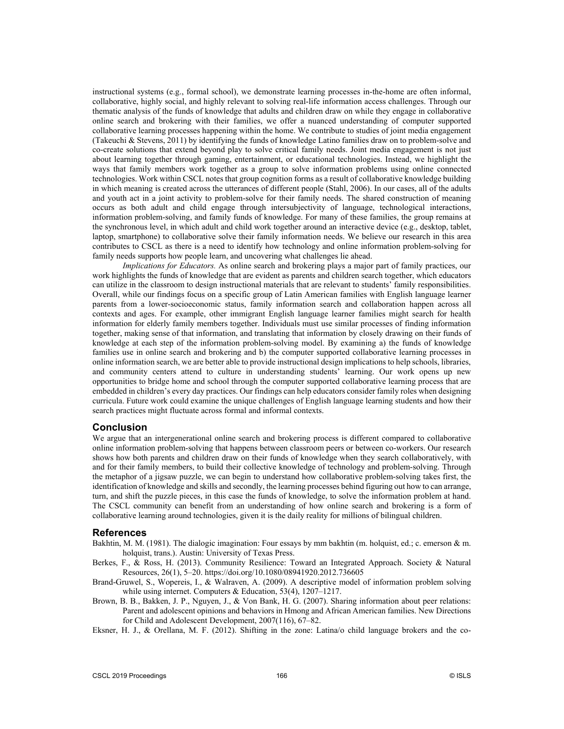instructional systems (e.g., formal school), we demonstrate learning processes in-the-home are often informal, collaborative, highly social, and highly relevant to solving real-life information access challenges. Through our thematic analysis of the funds of knowledge that adults and children draw on while they engage in collaborative online search and brokering with their families, we offer a nuanced understanding of computer supported collaborative learning processes happening within the home. We contribute to studies of joint media engagement (Takeuchi & Stevens, 2011) by identifying the funds of knowledge Latino families draw on to problem-solve and co-create solutions that extend beyond play to solve critical family needs. Joint media engagement is not just about learning together through gaming, entertainment, or educational technologies. Instead, we highlight the ways that family members work together as a group to solve information problems using online connected technologies. Work within CSCL notes that group cognition forms as a result of collaborative knowledge building in which meaning is created across the utterances of different people (Stahl, 2006). In our cases, all of the adults and youth act in a joint activity to problem-solve for their family needs. The shared construction of meaning occurs as both adult and child engage through intersubjectivity of language, technological interactions, information problem-solving, and family funds of knowledge. For many of these families, the group remains at the synchronous level, in which adult and child work together around an interactive device (e.g., desktop, tablet, laptop, smartphone) to collaborative solve their family information needs. We believe our research in this area contributes to CSCL as there is a need to identify how technology and online information problem-solving for family needs supports how people learn, and uncovering what challenges lie ahead.

*Implications for Educators.* As online search and brokering plays a major part of family practices, our work highlights the funds of knowledge that are evident as parents and children search together, which educators can utilize in the classroom to design instructional materials that are relevant to students' family responsibilities. Overall, while our findings focus on a specific group of Latin American families with English language learner parents from a lower-socioeconomic status, family information search and collaboration happen across all contexts and ages. For example, other immigrant English language learner families might search for health information for elderly family members together. Individuals must use similar processes of finding information together, making sense of that information, and translating that information by closely drawing on their funds of knowledge at each step of the information problem-solving model. By examining a) the funds of knowledge families use in online search and brokering and b) the computer supported collaborative learning processes in online information search, we are better able to provide instructional design implications to help schools, libraries, and community centers attend to culture in understanding students' learning. Our work opens up new opportunities to bridge home and school through the computer supported collaborative learning process that are embedded in children's every day practices. Our findings can help educators consider family roles when designing curricula. Future work could examine the unique challenges of English language learning students and how their search practices might fluctuate across formal and informal contexts.

## Conclusion

We argue that an intergenerational online search and brokering process is different compared to collaborative online information problem-solving that happens between classroom peers or between co-workers. Our research shows how both parents and children draw on their funds of knowledge when they search collaboratively, with and for their family members, to build their collective knowledge of technology and problem-solving. Through the metaphor of a jigsaw puzzle, we can begin to understand how collaborative problem-solving takes first, the identification of knowledge and skills and secondly, the learning processes behind figuring out how to can arrange, turn, and shift the puzzle pieces, in this case the funds of knowledge, to solve the information problem at hand. The CSCL community can benefit from an understanding of how online search and brokering is a form of collaborative learning around technologies, given it is the daily reality for millions of bilingual children.

## References

Bakhtin, M. M. (1981). The dialogic imagination: Four essays by mm bakhtin (m. holquist, ed.; c. emerson & m. holquist, trans.). Austin: University of Texas Press.

Berkes, F., & Ross, H. (2013). Community Resilience: Toward an Integrated Approach. Society & Natural Resources, 26(1), 5–20. https://doi.org/10.1080/08941920.2012.736605

Brand-Gruwel, S., Wopereis, I., & Walraven, A. (2009). A descriptive model of information problem solving while using internet. Computers & Education, 53(4), 1207–1217.

Brown, B. B., Bakken, J. P., Nguyen, J., & Von Bank, H. G. (2007). Sharing information about peer relations: Parent and adolescent opinions and behaviors in Hmong and African American families. New Directions for Child and Adolescent Development, 2007(116), 67–82.

Eksner, H. J., & Orellana, M. F. (2012). Shifting in the zone: Latina/o child language brokers and the co-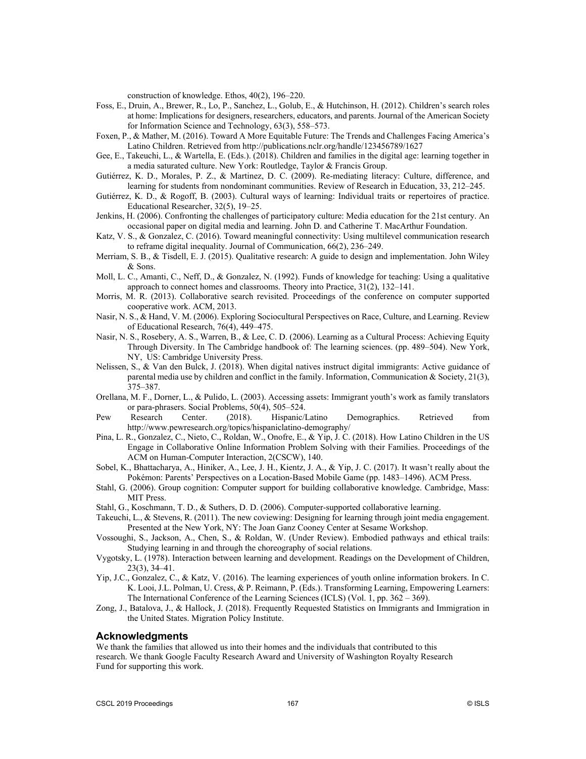construction of knowledge. Ethos, 40(2), 196–220.

Foss, E., Druin, A., Brewer, R., Lo, P., Sanchez, L., Golub, E., & Hutchinson, H. (2012). Children's search roles at home: Implications for designers, researchers, educators, and parents. Journal of the American Society for Information Science and Technology, 63(3), 558–573.

Foxen, P., & Mather, M. (2016). Toward A More Equitable Future: The Trends and Challenges Facing America's Latino Children. Retrieved from http://publications.nclr.org/handle/123456789/1627

Gee, E., Takeuchi, L., & Wartella, E. (Eds.). (2018). Children and families in the digital age: learning together in a media saturated culture. New York: Routledge, Taylor & Francis Group.

Gutiérrez, K. D., Morales, P. Z., & Martinez, D. C. (2009). Re-mediating literacy: Culture, difference, and learning for students from nondominant communities. Review of Research in Education, 33, 212–245.

Gutiérrez, K. D., & Rogoff, B. (2003). Cultural ways of learning: Individual traits or repertoires of practice. Educational Researcher, 32(5), 19–25.

Jenkins, H. (2006). Confronting the challenges of participatory culture: Media education for the 21st century. An occasional paper on digital media and learning. John D. and Catherine T. MacArthur Foundation.

Katz, V. S., & Gonzalez, C. (2016). Toward meaningful connectivity: Using multilevel communication research to reframe digital inequality. Journal of Communication, 66(2), 236–249.

Merriam, S. B., & Tisdell, E. J. (2015). Qualitative research: A guide to design and implementation. John Wiley & Sons.

Moll, L. C., Amanti, C., Neff, D., & Gonzalez, N. (1992). Funds of knowledge for teaching: Using a qualitative approach to connect homes and classrooms. Theory into Practice, 31(2), 132–141.

Morris, M. R. (2013). Collaborative search revisited. Proceedings of the conference on computer supported cooperative work. ACM, 2013.

Nasir, N. S., & Hand, V. M. (2006). Exploring Sociocultural Perspectives on Race, Culture, and Learning. Review of Educational Research, 76(4), 449–475.

Nasir, N. S., Rosebery, A. S., Warren, B., & Lee, C. D. (2006). Learning as a Cultural Process: Achieving Equity Through Diversity. In The Cambridge handbook of: The learning sciences. (pp. 489–504). New York, NY, US: Cambridge University Press.

Nelissen, S., & Van den Bulck, J. (2018). When digital natives instruct digital immigrants: Active guidance of parental media use by children and conflict in the family. Information, Communication & Society, 21(3), 375–387.

Orellana, M. F., Dorner, L., & Pulido, L. (2003). Accessing assets: Immigrant youth's work as family translators or para-phrasers. Social Problems, 50(4), 505–524.

Pew Research Center. (2018). Hispanic/Latino Demographics. Retrieved from http://www.pewresearch.org/topics/hispaniclatino-demography/

Pina, L. R., Gonzalez, C., Nieto, C., Roldan, W., Onofre, E., & Yip, J. C. (2018). How Latino Children in the US Engage in Collaborative Online Information Problem Solving with their Families. Proceedings of the ACM on Human-Computer Interaction, 2(CSCW), 140.

Sobel, K., Bhattacharya, A., Hiniker, A., Lee, J. H., Kientz, J. A., & Yip, J. C. (2017). It wasn't really about the Pokémon: Parents' Perspectives on a Location-Based Mobile Game (pp. 1483–1496). ACM Press.

Stahl, G. (2006). Group cognition: Computer support for building collaborative knowledge. Cambridge, Mass: MIT Press.

Stahl, G., Koschmann, T. D., & Suthers, D. D. (2006). Computer-supported collaborative learning.

Takeuchi, L., & Stevens, R. (2011). The new coviewing: Designing for learning through joint media engagement. Presented at the New York, NY: The Joan Ganz Cooney Center at Sesame Workshop.

Vossoughi, S., Jackson, A., Chen, S., & Roldan, W. (Under Review). Embodied pathways and ethical trails: Studying learning in and through the choreography of social relations.

Vygotsky, L. (1978). Interaction between learning and development. Readings on the Development of Children, 23(3), 34–41.

Yip, J.C., Gonzalez, C., & Katz, V. (2016). The learning experiences of youth online information brokers. In C. K. Looi, J.L. Polman, U. Cress, & P. Reimann, P. (Eds.). Transforming Learning, Empowering Learners: The International Conference of the Learning Sciences (ICLS) (Vol. 1, pp. 362 – 369).

Zong, J., Batalova, J., & Hallock, J. (2018). Frequently Requested Statistics on Immigrants and Immigration in the United States. Migration Policy Institute.

## Acknowledgments

We thank the families that allowed us into their homes and the individuals that contributed to this research. We thank Google Faculty Research Award and University of Washington Royalty Research Fund for supporting this work.